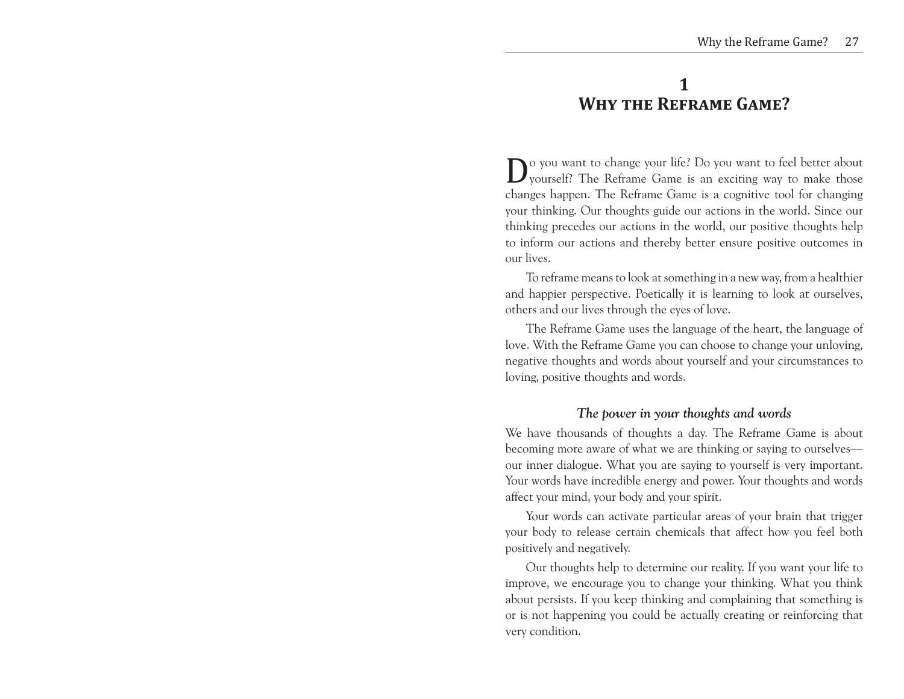# 1
# Why the Reframe Game?

Do you want to change your life? Do you want to feel better about yourself? The Reframe Game is an exciting way to make those changes happen. The Reframe Game is a cognitive tool for changing your thinking. Our thoughts guide our actions in the world. Since our thinking precedes our actions in the world, our positive thoughts help to inform our actions and thereby better ensure positive outcomes in our lives.

To reframe means to look at something in a new way, from a healthier and happier perspective. Poetically it is learning to look at ourselves, others and our lives through the eyes of love.

The Reframe Game uses the language of the heart, the language of love. With the Reframe Game you can choose to change your unloving, negative thoughts and words about yourself and your circumstances to loving, positive thoughts and words.

### *The power in your thoughts and words*

We have thousands of thoughts a day. The Reframe Game is about becoming more aware of what we are thinking or saying to ourselves—our inner dialogue. What you are saying to yourself is very important. Your words have incredible energy and power. Your thoughts and words affect your mind, your body and your spirit.

Your words can activate particular areas of your brain that trigger your body to release certain chemicals that affect how you feel both positively and negatively.

Our thoughts help to determine our reality. If you want your life to improve, we encourage you to change your thinking. What you think about persists. If you keep thinking and complaining that something is or is not happening you could be actually creating or reinforcing that very condition.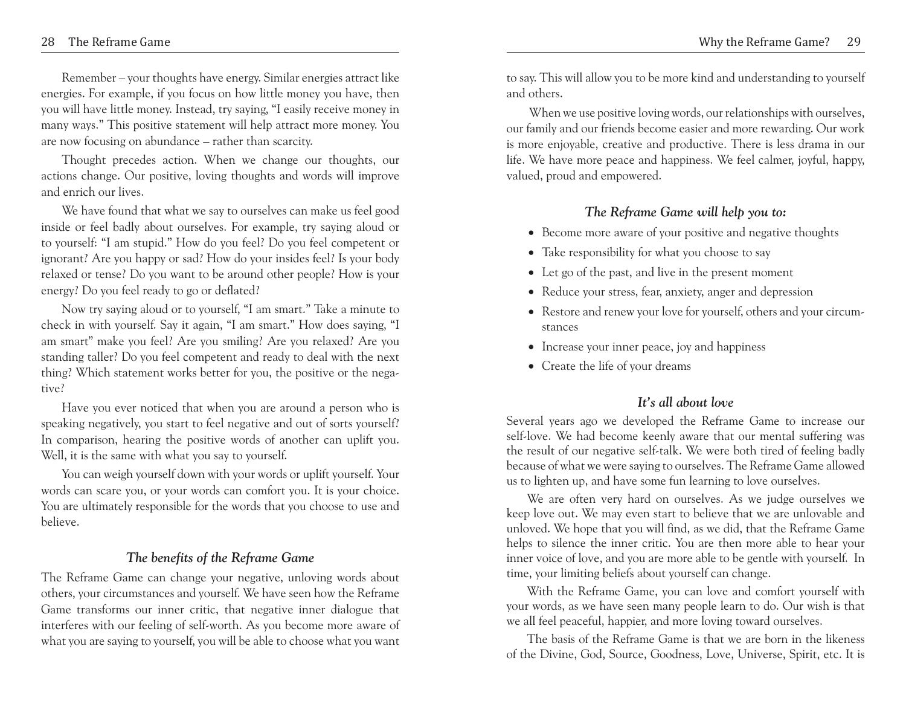Remember – your thoughts have energy. Similar energies attract like energies. For example, if you focus on how little money you have, then you will have little money. Instead, try saying, "I easily receive money in many ways." This positive statement will help attract more money. You are now focusing on abundance – rather than scarcity.

Thought precedes action. When we change our thoughts, our actions change. Our positive, loving thoughts and words will improve and enrich our lives.

We have found that what we say to ourselves can make us feel good inside or feel badly about ourselves. For example, try saying aloud or to yourself: "I am stupid." How do you feel? Do you feel competent or ignorant? Are you happy or sad? How do your insides feel? Is your body relaxed or tense? Do you want to be around other people? How is your energy? Do you feel ready to go or deflated?

Now try saying aloud or to yourself, "I am smart." Take a minute to check in with yourself. Say it again, "I am smart." How does saying, "I am smart" make you feel? Are you smiling? Are you relaxed? Are you standing taller? Do you feel competent and ready to deal with the next thing? Which statement works better for you, the positive or the negative?

Have you ever noticed that when you are around a person who is speaking negatively, you start to feel negative and out of sorts yourself? In comparison, hearing the positive words of another can uplift you. Well, it is the same with what you say to yourself.

You can weigh yourself down with your words or uplift yourself. Your words can scare you, or your words can comfort you. It is your choice. You are ultimately responsible for the words that you choose to use and believe.

### *The benefits of the Reframe Game*

The Reframe Game can change your negative, unloving words about others, your circumstances and yourself. We have seen how the Reframe Game transforms our inner critic, that negative inner dialogue that interferes with our feeling of self-worth. As you become more aware of what you are saying to yourself, you will be able to choose what you want to say. This will allow you to be more kind and understanding to yourself and others.

When we use positive loving words, our relationships with ourselves, our family and our friends become easier and more rewarding. Our work is more enjoyable, creative and productive. There is less drama in our life. We have more peace and happiness. We feel calmer, joyful, happy, valued, proud and empowered.

### *The Reframe Game will help you to:*

- Become more aware of your positive and negative thoughts
- Take responsibility for what you choose to say
- Let go of the past, and live in the present moment
- Reduce your stress, fear, anxiety, anger and depression
- Restore and renew your love for yourself, others and your circumstances
- Increase your inner peace, joy and happiness
- Create the life of your dreams

### *It's all about love*

Several years ago we developed the Reframe Game to increase our self-love. We had become keenly aware that our mental suffering was the result of our negative self-talk. We were both tired of feeling badly because of what we were saying to ourselves. The Reframe Game allowed us to lighten up, and have some fun learning to love ourselves.

We are often very hard on ourselves. As we judge ourselves we keep love out. We may even start to believe that we are unlovable and unloved. We hope that you will find, as we did, that the Reframe Game helps to silence the inner critic. You are then more able to hear your inner voice of love, and you are more able to be gentle with yourself. In time, your limiting beliefs about yourself can change.

With the Reframe Game, you can love and comfort yourself with your words, as we have seen many people learn to do. Our wish is that we all feel peaceful, happier, and more loving toward ourselves.

The basis of the Reframe Game is that we are born in the likeness of the Divine, God, Source, Goodness, Love, Universe, Spirit, etc. It is